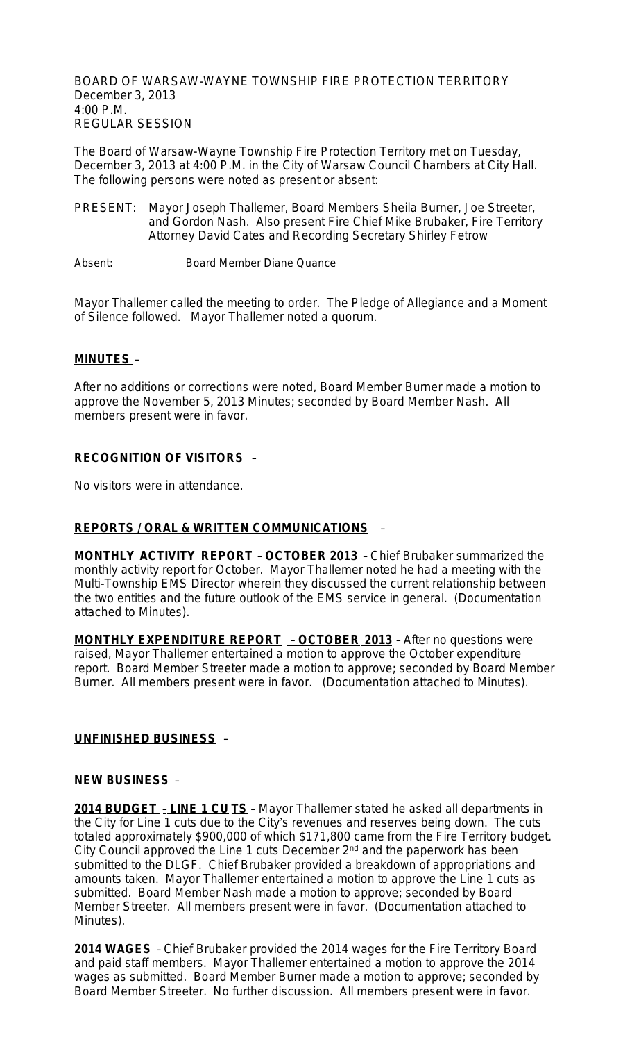BOARD OF WARSAW-WAYNE TOWNSHIP FIRE PROTECTION TERRITORY
December 3, 2013
4:00 P.M.
REGULAR SESSION

The Board of Warsaw-Wayne Township Fire Protection Territory met on Tuesday, December 3, 2013 at 4:00 P.M. in the City of Warsaw Council Chambers at City Hall. The following persons were noted as present or absent:

PRESENT: Mayor Joseph Thallemer, Board Members Sheila Burner, Joe Streeter, and Gordon Nash. Also present Fire Chief Mike Brubaker, Fire Territory Attorney David Cates and Recording Secretary Shirley Fetrow

Absent: Board Member Diane Quance

Mayor Thallemer called the meeting to order. The Pledge of Allegiance and a Moment of Silence followed. Mayor Thallemer noted a quorum.

**MINUTES** –

After no additions or corrections were noted, Board Member Burner made a motion to approve the November 5, 2013 Minutes; seconded by Board Member Nash. All members present were in favor.

**RECOGNITION OF VISITORS** –

No visitors were in attendance.

**REPORTS / ORAL & WRITTEN COMMUNICATIONS** –

**MONTHLY ACTIVITY REPORT – OCTOBER 2013** – Chief Brubaker summarized the monthly activity report for October. Mayor Thallemer noted he had a meeting with the Multi-Township EMS Director wherein they discussed the current relationship between the two entities and the future outlook of the EMS service in general. (Documentation attached to Minutes).

**MONTHLY EXPENDITURE REPORT – OCTOBER 2013** – After no questions were raised, Mayor Thallemer entertained a motion to approve the October expenditure report. Board Member Streeter made a motion to approve; seconded by Board Member Burner. All members present were in favor. (Documentation attached to Minutes).

**UNFINISHED BUSINESS** –

**NEW BUSINESS** –

**2014 BUDGET – LINE 1 CUTS** – Mayor Thallemer stated he asked all departments in the City for Line 1 cuts due to the City's revenues and reserves being down. The cuts totaled approximately $900,000 of which $171,800 came from the Fire Territory budget. City Council approved the Line 1 cuts December 2nd and the paperwork has been submitted to the DLGF. Chief Brubaker provided a breakdown of appropriations and amounts taken. Mayor Thallemer entertained a motion to approve the Line 1 cuts as submitted. Board Member Nash made a motion to approve; seconded by Board Member Streeter. All members present were in favor. (Documentation attached to Minutes).

**2014 WAGES** – Chief Brubaker provided the 2014 wages for the Fire Territory Board and paid staff members. Mayor Thallemer entertained a motion to approve the 2014 wages as submitted. Board Member Burner made a motion to approve; seconded by Board Member Streeter. No further discussion. All members present were in favor.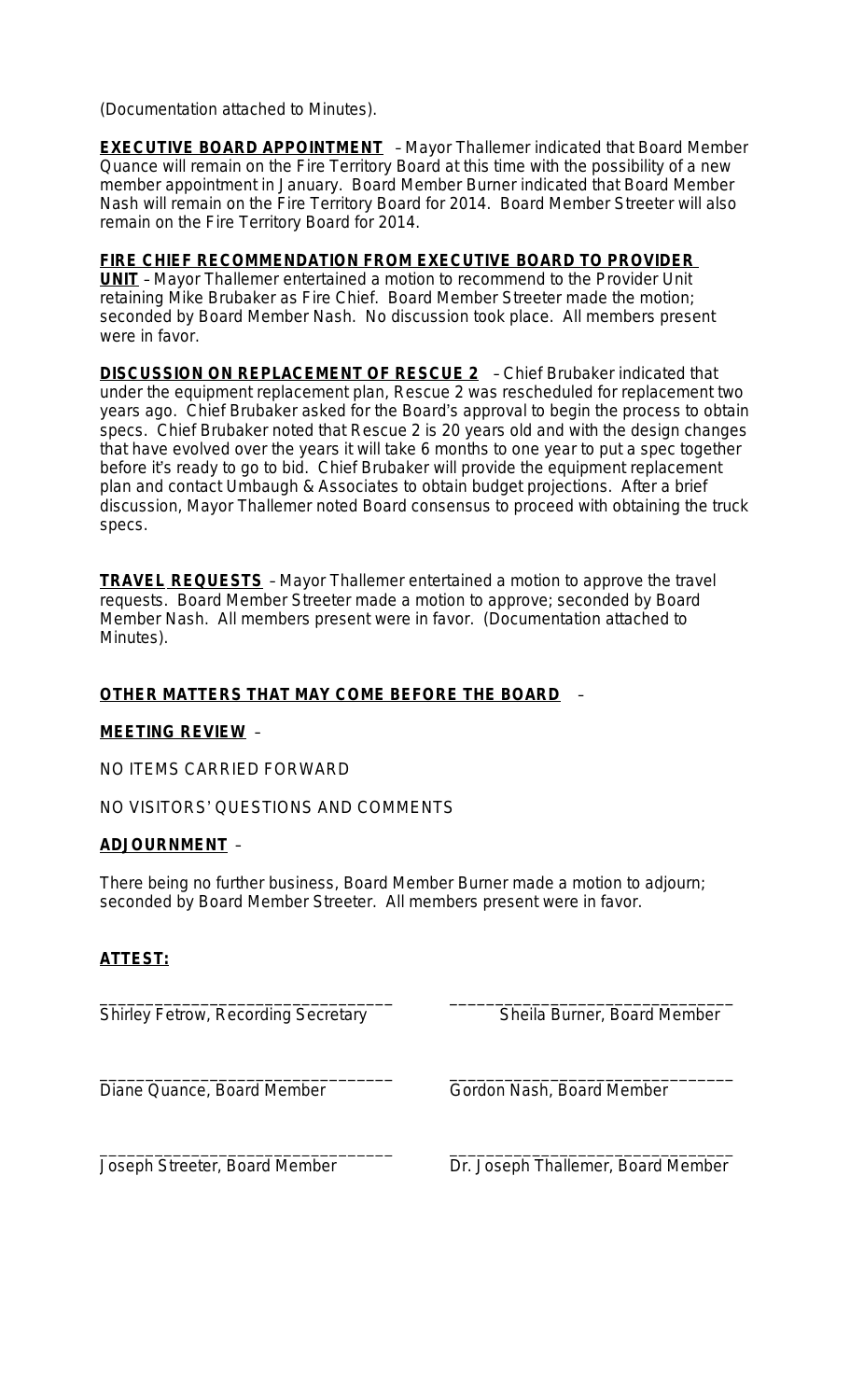(Documentation attached to Minutes).

**EXECUTIVE BOARD APPOINTMENT** – Mayor Thallemer indicated that Board Member Quance will remain on the Fire Territory Board at this time with the possibility of a new member appointment in January. Board Member Burner indicated that Board Member Nash will remain on the Fire Territory Board for 2014. Board Member Streeter will also remain on the Fire Territory Board for 2014.

**FIRE CHIEF RECOMMENDATION FROM EXECUTIVE BOARD TO PROVIDER UNIT** – Mayor Thallemer entertained a motion to recommend to the Provider Unit retaining Mike Brubaker as Fire Chief. Board Member Streeter made the motion; seconded by Board Member Nash. No discussion took place. All members present were in favor.

**DISCUSSION ON REPLACEMENT OF RESCUE 2** – Chief Brubaker indicated that under the equipment replacement plan, Rescue 2 was rescheduled for replacement two years ago. Chief Brubaker asked for the Board's approval to begin the process to obtain specs. Chief Brubaker noted that Rescue 2 is 20 years old and with the design changes that have evolved over the years it will take 6 months to one year to put a spec together before it's ready to go to bid. Chief Brubaker will provide the equipment replacement plan and contact Umbaugh & Associates to obtain budget projections. After a brief discussion, Mayor Thallemer noted Board consensus to proceed with obtaining the truck specs.

**TRAVEL REQUESTS** – Mayor Thallemer entertained a motion to approve the travel requests. Board Member Streeter made a motion to approve; seconded by Board Member Nash. All members present were in favor. (Documentation attached to Minutes).

**OTHER MATTERS THAT MAY COME BEFORE THE BOARD** –

**MEETING REVIEW** –

NO ITEMS CARRIED FORWARD

NO VISITORS' QUESTIONS AND COMMENTS

**ADJOURNMENT** –

There being no further business, Board Member Burner made a motion to adjourn; seconded by Board Member Streeter. All members present were in favor.

**ATTEST:**

| | |
|---|---|
| ________________________________ | ________________________________ |
| Shirley Fetrow, Recording Secretary | Sheila Burner, Board Member |
| ________________________________ | ________________________________ |
| Diane Quance, Board Member | Gordon Nash, Board Member |
| ________________________________ | ________________________________ |
| Joseph Streeter, Board Member | Dr. Joseph Thallemer, Board Member |